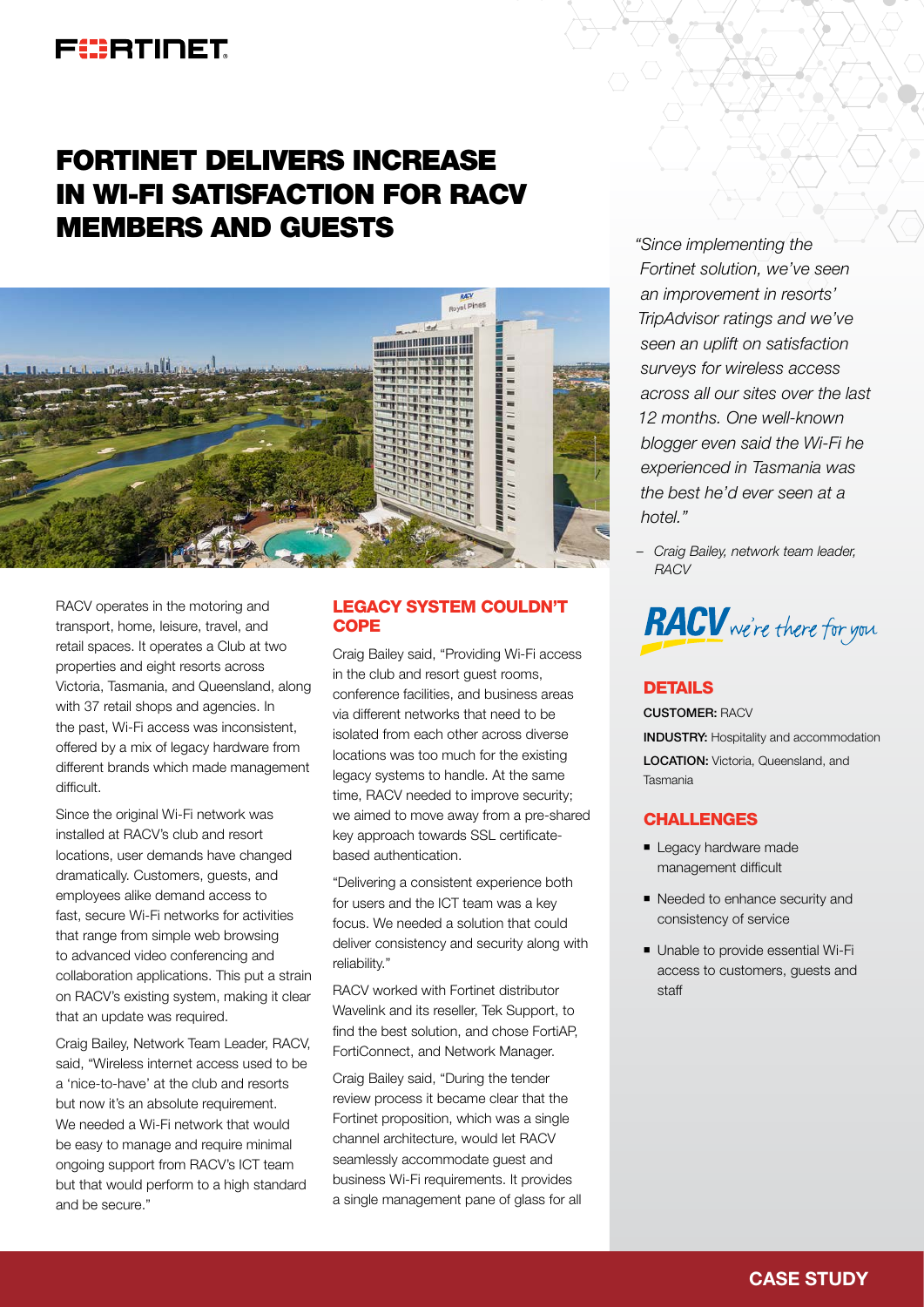# FORTINET DELIVERS INCREASE IN WI-FI SATISFACTION FOR RACV MEMBERS AND GUESTS

RACV operates in the motoring and transport, home, leisure, travel, and retail spaces. It operates a Club at two properties and eight resorts across Victoria, Tasmania, and Queensland, along with 37 retail shops and agencies. In the past, Wi-Fi access was inconsistent, offered by a mix of legacy hardware from different brands which made management difficult.

Since the original Wi-Fi network was installed at RACV's club and resort locations, user demands have changed dramatically. Customers, guests, and employees alike demand access to fast, secure Wi-Fi networks for activities that range from simple web browsing to advanced video conferencing and collaboration applications. This put a strain on RACV's existing system, making it clear that an update was required.

Craig Bailey, Network Team Leader, RACV, said, "Wireless internet access used to be a 'nice-to-have' at the club and resorts but now it's an absolute requirement. We needed a Wi-Fi network that would be easy to manage and require minimal ongoing support from RACV's ICT team but that would perform to a high standard and be secure."

## LEGACY SYSTEM COULDN'T COPE

Craig Bailey said, "Providing Wi-Fi access in the club and resort guest rooms, conference facilities, and business areas via different networks that need to be isolated from each other across diverse locations was too much for the existing legacy systems to handle. At the same time, RACV needed to improve security; we aimed to move away from a pre-shared key approach towards SSL certificate-based authentication.

"Delivering a consistent experience both for users and the ICT team was a key focus. We needed a solution that could deliver consistency and security along with reliability."

RACV worked with Fortinet distributor Wavelink and its reseller, Tek Support, to find the best solution, and chose FortiAP, FortiConnect, and Network Manager.

Craig Bailey said, "During the tender review process it became clear that the Fortinet proposition, which was a single channel architecture, would let RACV seamlessly accommodate guest and business Wi-Fi requirements. It provides a single management pane of glass for all

*"Since implementing the Fortinet solution, we've seen an improvement in resorts' TripAdvisor ratings and we've seen an uplift on satisfaction surveys for wireless access across all our sites over the last 12 months. One well-known blogger even said the Wi-Fi he experienced in Tasmania was the best he'd ever seen at a hotel."*

*– Craig Bailey, network team leader, RACV*

## DETAILS

**CUSTOMER:** RACV

**INDUSTRY:** Hospitality and accommodation

**LOCATION:** Victoria, Queensland, and Tasmania

## CHALLENGES

- Legacy hardware made management difficult
- Needed to enhance security and consistency of service
- Unable to provide essential Wi-Fi access to customers, guests and staff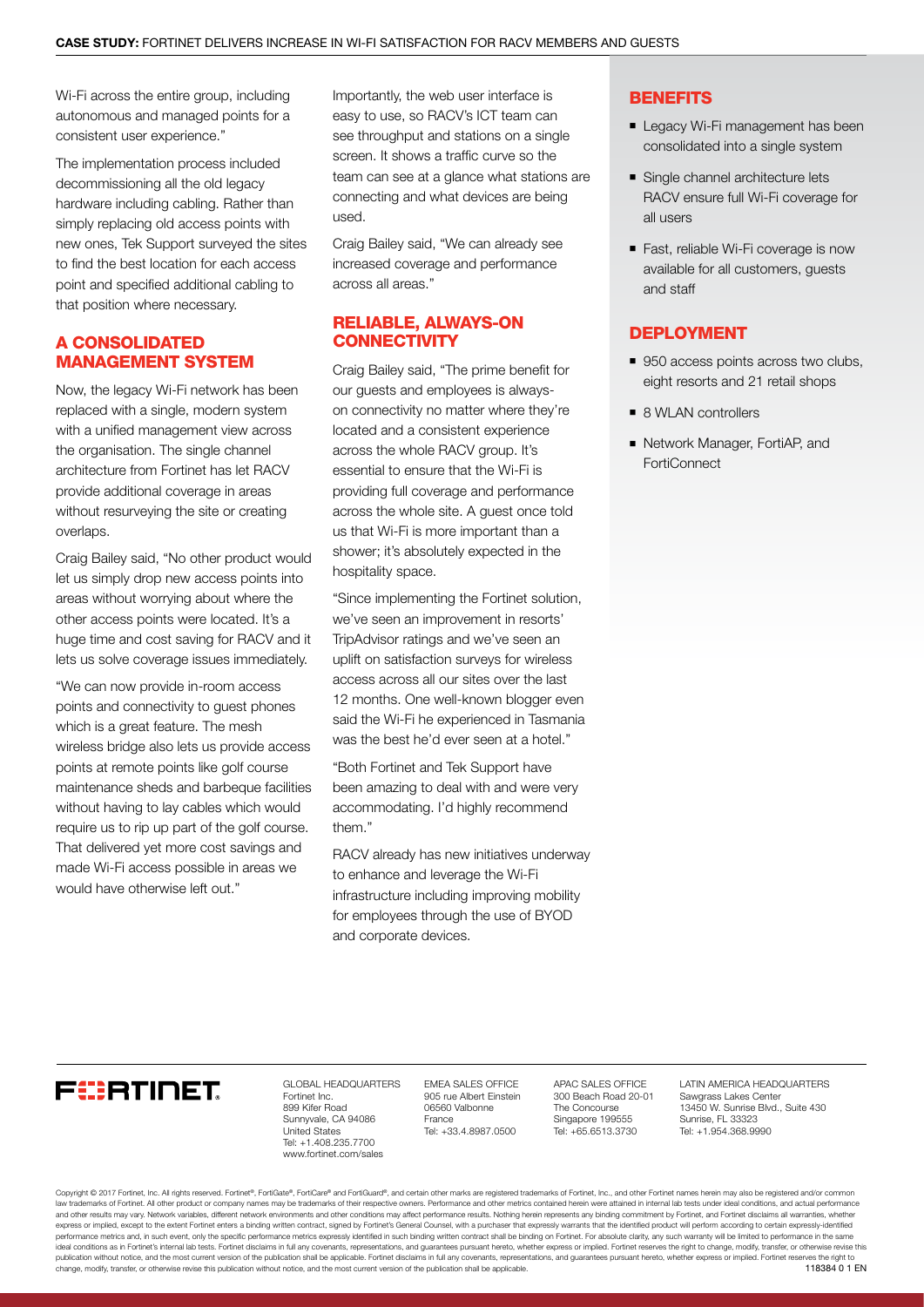Wi-Fi across the entire group, including autonomous and managed points for a consistent user experience."

The implementation process included decommissioning all the old legacy hardware including cabling. Rather than simply replacing old access points with new ones, Tek Support surveyed the sites to find the best location for each access point and specified additional cabling to that position where necessary.

## A CONSOLIDATED MANAGEMENT SYSTEM

Now, the legacy Wi-Fi network has been replaced with a single, modern system with a unified management view across the organisation. The single channel architecture from Fortinet has let RACV provide additional coverage in areas without resurveying the site or creating overlaps.

Craig Bailey said, "No other product would let us simply drop new access points into areas without worrying about where the other access points were located. It's a huge time and cost saving for RACV and it lets us solve coverage issues immediately.

"We can now provide in-room access points and connectivity to guest phones which is a great feature. The mesh wireless bridge also lets us provide access points at remote points like golf course maintenance sheds and barbeque facilities without having to lay cables which would require us to rip up part of the golf course. That delivered yet more cost savings and made Wi-Fi access possible in areas we would have otherwise left out."

Importantly, the web user interface is easy to use, so RACV's ICT team can see throughput and stations on a single screen. It shows a traffic curve so the team can see at a glance what stations are connecting and what devices are being used.

Craig Bailey said, "We can already see increased coverage and performance across all areas."

## RELIABLE, ALWAYS-ON CONNECTIVITY

Craig Bailey said, "The prime benefit for our guests and employees is always-on connectivity no matter where they're located and a consistent experience across the whole RACV group. It's essential to ensure that the Wi-Fi is providing full coverage and performance across the whole site. A guest once told us that Wi-Fi is more important than a shower; it's absolutely expected in the hospitality space.

"Since implementing the Fortinet solution, we've seen an improvement in resorts' TripAdvisor ratings and we've seen an uplift on satisfaction surveys for wireless access across all our sites over the last 12 months. One well-known blogger even said the Wi-Fi he experienced in Tasmania was the best he'd ever seen at a hotel."

"Both Fortinet and Tek Support have been amazing to deal with and were very accommodating. I'd highly recommend them."

RACV already has new initiatives underway to enhance and leverage the Wi-Fi infrastructure including improving mobility for employees through the use of BYOD and corporate devices.

## BENEFITS

- Legacy Wi-Fi management has been consolidated into a single system
- Single channel architecture lets RACV ensure full Wi-Fi coverage for all users
- Fast, reliable Wi-Fi coverage is now available for all customers, guests and staff

## DEPLOYMENT

- 950 access points across two clubs, eight resorts and 21 retail shops
- 8 WLAN controllers
- Network Manager, FortiAP, and FortiConnect

FORTINET

GLOBAL HEADQUARTERS
Fortinet Inc.
899 Kifer Road
Sunnyvale, CA 94086
United States
Tel: +1.408.235.7700
www.fortinet.com/sales

EMEA SALES OFFICE
905 rue Albert Einstein
06560 Valbonne
France
Tel: +33.4.8987.0500

APAC SALES OFFICE
300 Beach Road 20-01
The Concourse
Singapore 199555
Tel: +65.6513.3730

LATIN AMERICA HEADQUARTERS
Sawgrass Lakes Center
13450 W. Sunrise Blvd., Suite 430
Sunrise, FL 33323
Tel: +1.954.368.9990

Copyright © 2017 Fortinet, Inc. All rights reserved. Fortinet®, FortiGate®, FortiCare® and FortiGuard®, and certain other marks are registered trademarks of Fortinet, Inc., and other Fortinet names herein may also be registered and/or common law trademarks of Fortinet. All other product or company names may be trademarks of their respective owners. Performance and other metrics contained herein were attained in internal lab tests under ideal conditions, and actual performance and other results may vary. Network variables, different network environments and other conditions may affect performance results. Nothing herein represents any binding commitment by Fortinet, and Fortinet disclaims all warranties, whether express or implied, except to the extent Fortinet enters a binding written contract, signed by Fortinet's General Counsel, with a purchaser that expressly warrants that the identified product will perform according to certain expressly-identified performance metrics and, in such event, only the specific performance metrics expressly identified in such binding written contract shall be binding on Fortinet. For absolute clarity, any such warranty will be limited to performance in the same ideal conditions as in Fortinet's internal lab tests. Fortinet disclaims in full any covenants, representations, and guarantees pursuant hereto, whether express or implied. Fortinet reserves the right to change, modify, transfer, or otherwise revise this publication without notice, and the most current version of the publication shall be applicable. Fortinet disclaims in full any covenants, representations, and guarantees pursuant hereto, whether express or implied. Fortinet reserves the right to change, modify, transfer, or otherwise revise this publication without notice, and the most current version of the publication shall be applicable.

118384 0 1 EN